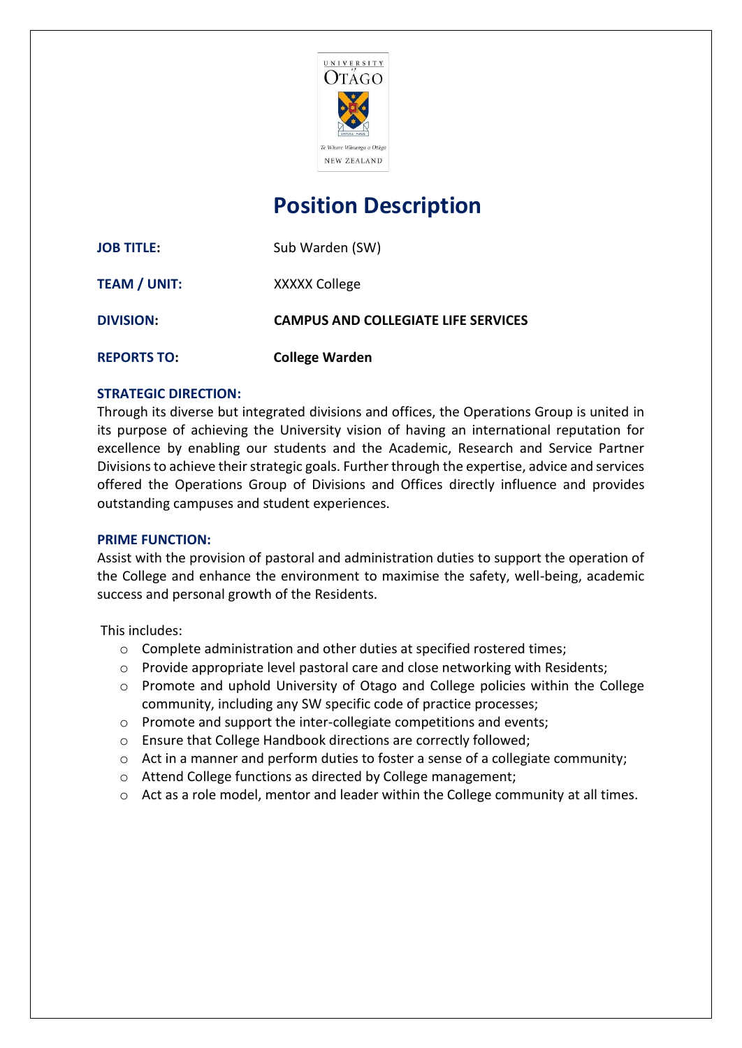UNIVERSITY of OTAGO

Te Whare Wānanga o Otāgo

NEW ZEALAND

# Position Description

| | |
|---|---|
| **JOB TITLE:** | Sub Warden (SW) |
| **TEAM / UNIT:** | XXXXX College |
| **DIVISION:** | **CAMPUS AND COLLEGIATE LIFE SERVICES** |
| **REPORTS TO:** | **College Warden** |

**STRATEGIC DIRECTION:**

Through its diverse but integrated divisions and offices, the Operations Group is united in its purpose of achieving the University vision of having an international reputation for excellence by enabling our students and the Academic, Research and Service Partner Divisions to achieve their strategic goals. Further through the expertise, advice and services offered the Operations Group of Divisions and Offices directly influence and provides outstanding campuses and student experiences.

**PRIME FUNCTION:**

Assist with the provision of pastoral and administration duties to support the operation of the College and enhance the environment to maximise the safety, well-being, academic success and personal growth of the Residents.

This includes:

- Complete administration and other duties at specified rostered times;
- Provide appropriate level pastoral care and close networking with Residents;
- Promote and uphold University of Otago and College policies within the College community, including any SW specific code of practice processes;
- Promote and support the inter-collegiate competitions and events;
- Ensure that College Handbook directions are correctly followed;
- Act in a manner and perform duties to foster a sense of a collegiate community;
- Attend College functions as directed by College management;
- Act as a role model, mentor and leader within the College community at all times.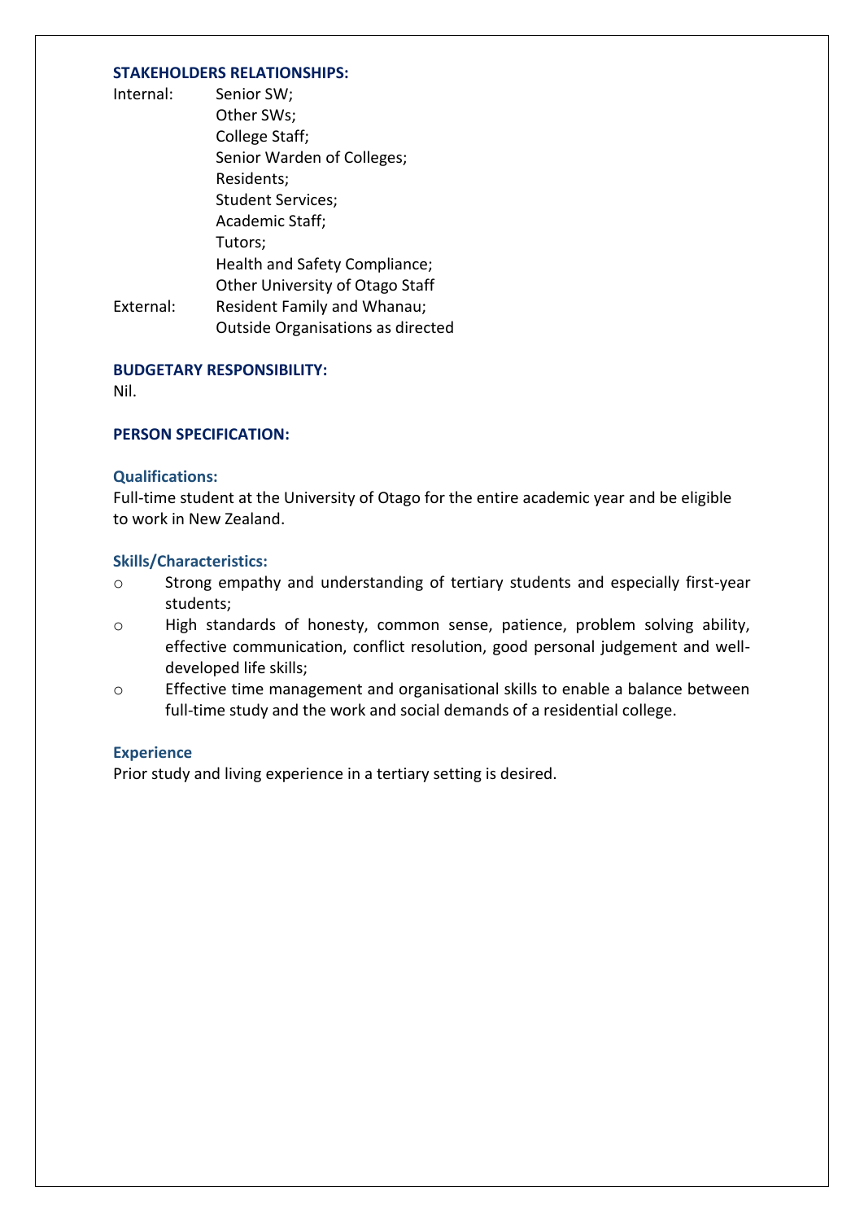**STAKEHOLDERS RELATIONSHIPS:**

| | |
|---|---|
| Internal: | Senior SW; |
| | Other SWs; |
| | College Staff; |
| | Senior Warden of Colleges; |
| | Residents; |
| | Student Services; |
| | Academic Staff; |
| | Tutors; |
| | Health and Safety Compliance; |
| | Other University of Otago Staff |
| External: | Resident Family and Whanau; |
| | Outside Organisations as directed |

**BUDGETARY RESPONSIBILITY:**

Nil.

**PERSON SPECIFICATION:**

**Qualifications:**

Full-time student at the University of Otago for the entire academic year and be eligible to work in New Zealand.

**Skills/Characteristics:**

- Strong empathy and understanding of tertiary students and especially first-year students;
- High standards of honesty, common sense, patience, problem solving ability, effective communication, conflict resolution, good personal judgement and well-developed life skills;
- Effective time management and organisational skills to enable a balance between full-time study and the work and social demands of a residential college.

**Experience**

Prior study and living experience in a tertiary setting is desired.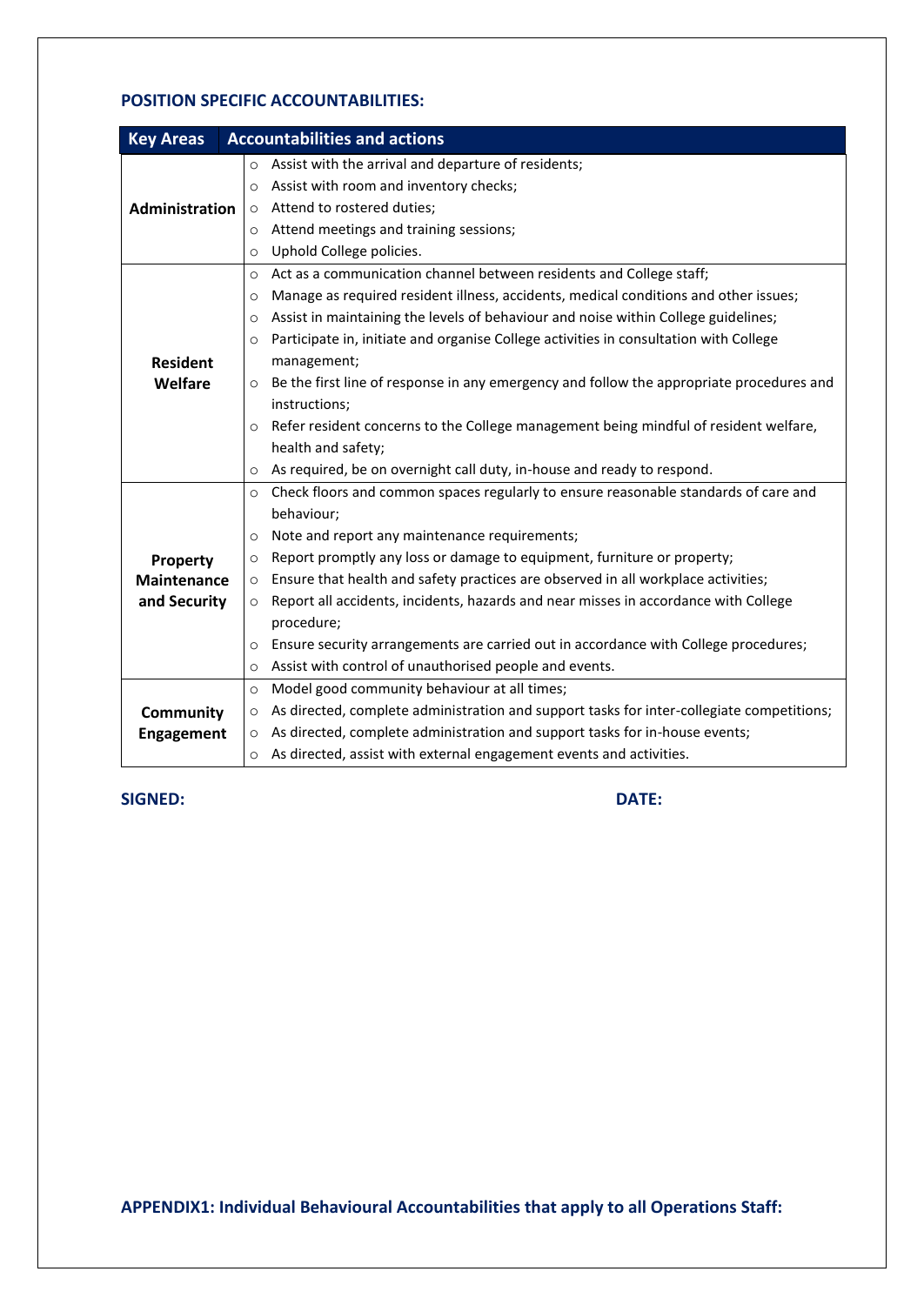**POSITION SPECIFIC ACCOUNTABILITIES:**

| Key Areas | Accountabilities and actions |
|---|---|
| **Administration** | ○ Assist with the arrival and departure of residents;<br>○ Assist with room and inventory checks;<br>○ Attend to rostered duties;<br>○ Attend meetings and training sessions;<br>○ Uphold College policies. |
| **Resident Welfare** | ○ Act as a communication channel between residents and College staff;<br>○ Manage as required resident illness, accidents, medical conditions and other issues;<br>○ Assist in maintaining the levels of behaviour and noise within College guidelines;<br>○ Participate in, initiate and organise College activities in consultation with College management;<br>○ Be the first line of response in any emergency and follow the appropriate procedures and instructions;<br>○ Refer resident concerns to the College management being mindful of resident welfare, health and safety;<br>○ As required, be on overnight call duty, in-house and ready to respond. |
| **Property Maintenance and Security** | ○ Check floors and common spaces regularly to ensure reasonable standards of care and behaviour;<br>○ Note and report any maintenance requirements;<br>○ Report promptly any loss or damage to equipment, furniture or property;<br>○ Ensure that health and safety practices are observed in all workplace activities;<br>○ Report all accidents, incidents, hazards and near misses in accordance with College procedure;<br>○ Ensure security arrangements are carried out in accordance with College procedures;<br>○ Assist with control of unauthorised people and events. |
| **Community Engagement** | ○ Model good community behaviour at all times;<br>○ As directed, complete administration and support tasks for inter-collegiate competitions;<br>○ As directed, complete administration and support tasks for in-house events;<br>○ As directed, assist with external engagement events and activities. |

**SIGNED:** **DATE:**

**APPENDIX1: Individual Behavioural Accountabilities that apply to all Operations Staff:**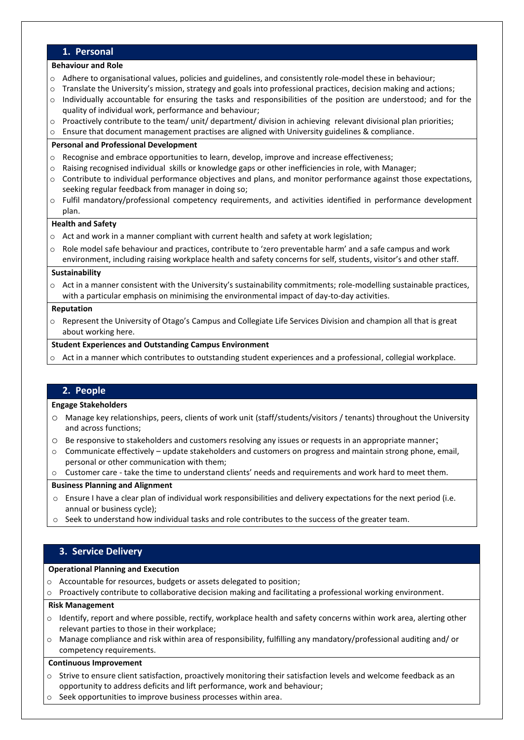## 1. Personal

### Behaviour and Role

- Adhere to organisational values, policies and guidelines, and consistently role-model these in behaviour;
- Translate the University's mission, strategy and goals into professional practices, decision making and actions;
- Individually accountable for ensuring the tasks and responsibilities of the position are understood; and for the quality of individual work, performance and behaviour;
- Proactively contribute to the team/ unit/ department/ division in achieving relevant divisional plan priorities;
- Ensure that document management practises are aligned with University guidelines & compliance.

### Personal and Professional Development

- Recognise and embrace opportunities to learn, develop, improve and increase effectiveness;
- Raising recognised individual skills or knowledge gaps or other inefficiencies in role, with Manager;
- Contribute to individual performance objectives and plans, and monitor performance against those expectations, seeking regular feedback from manager in doing so;
- Fulfil mandatory/professional competency requirements, and activities identified in performance development plan.

### Health and Safety

- Act and work in a manner compliant with current health and safety at work legislation;
- Role model safe behaviour and practices, contribute to 'zero preventable harm' and a safe campus and work environment, including raising workplace health and safety concerns for self, students, visitor's and other staff.

### Sustainability

- Act in a manner consistent with the University's sustainability commitments; role-modelling sustainable practices, with a particular emphasis on minimising the environmental impact of day-to-day activities.

### Reputation

- Represent the University of Otago's Campus and Collegiate Life Services Division and champion all that is great about working here.

### Student Experiences and Outstanding Campus Environment

- Act in a manner which contributes to outstanding student experiences and a professional, collegial workplace.

## 2. People

### Engage Stakeholders

- Manage key relationships, peers, clients of work unit (staff/students/visitors / tenants) throughout the University and across functions;
- Be responsive to stakeholders and customers resolving any issues or requests in an appropriate manner;
- Communicate effectively – update stakeholders and customers on progress and maintain strong phone, email, personal or other communication with them;
- Customer care - take the time to understand clients' needs and requirements and work hard to meet them.

### Business Planning and Alignment

- Ensure I have a clear plan of individual work responsibilities and delivery expectations for the next period (i.e. annual or business cycle);
- Seek to understand how individual tasks and role contributes to the success of the greater team.

## 3. Service Delivery

### Operational Planning and Execution

- Accountable for resources, budgets or assets delegated to position;
- Proactively contribute to collaborative decision making and facilitating a professional working environment.

### Risk Management

- Identify, report and where possible, rectify, workplace health and safety concerns within work area, alerting other relevant parties to those in their workplace;
- Manage compliance and risk within area of responsibility, fulfilling any mandatory/professional auditing and/ or competency requirements.

### Continuous Improvement

- Strive to ensure client satisfaction, proactively monitoring their satisfaction levels and welcome feedback as an opportunity to address deficits and lift performance, work and behaviour;
- Seek opportunities to improve business processes within area.